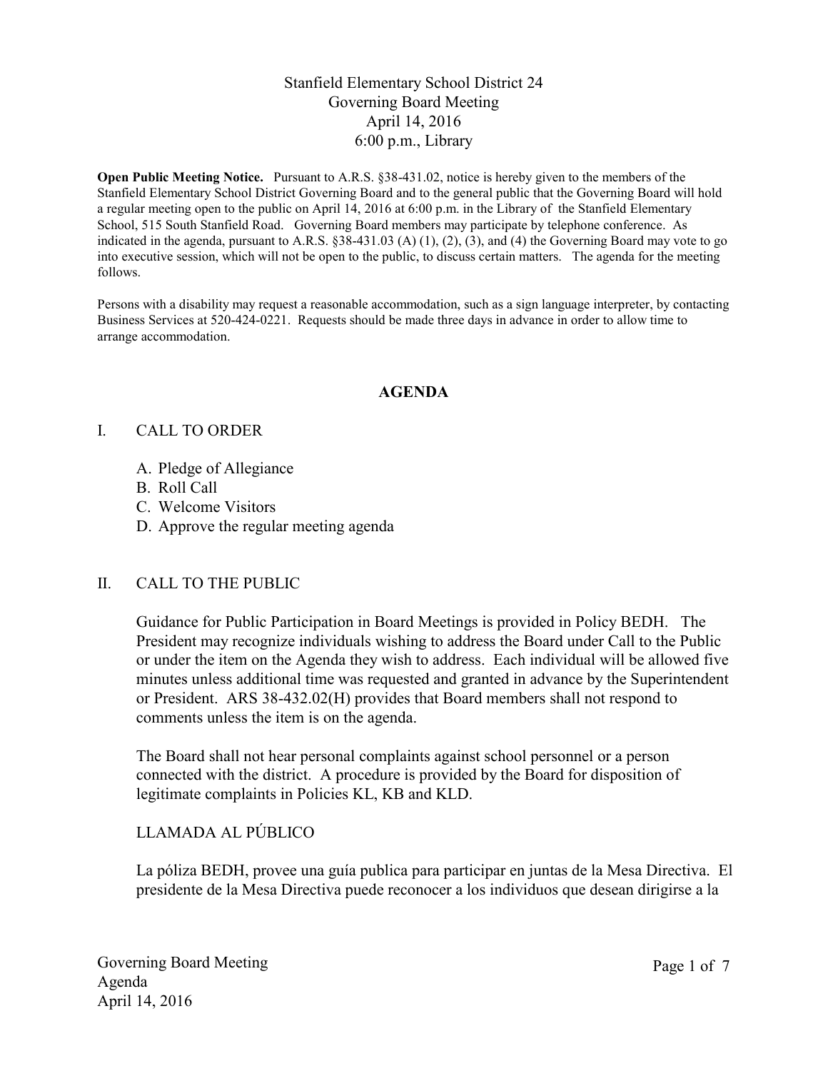# Stanfield Elementary School District 24
## Governing Board Meeting
### April 14, 2016
### 6:00 p.m., Library

**Open Public Meeting Notice.** Pursuant to A.R.S. §38-431.02, notice is hereby given to the members of the Stanfield Elementary School District Governing Board and to the general public that the Governing Board will hold a regular meeting open to the public on April 14, 2016 at 6:00 p.m. in the Library of the Stanfield Elementary School, 515 South Stanfield Road. Governing Board members may participate by telephone conference. As indicated in the agenda, pursuant to A.R.S. §38-431.03 (A) (1), (2), (3), and (4) the Governing Board may vote to go into executive session, which will not be open to the public, to discuss certain matters. The agenda for the meeting follows.

Persons with a disability may request a reasonable accommodation, such as a sign language interpreter, by contacting Business Services at 520-424-0221. Requests should be made three days in advance in order to allow time to arrange accommodation.

## AGENDA

I. CALL TO ORDER

A. Pledge of Allegiance
B. Roll Call
C. Welcome Visitors
D. Approve the regular meeting agenda

II. CALL TO THE PUBLIC

Guidance for Public Participation in Board Meetings is provided in Policy BEDH. The President may recognize individuals wishing to address the Board under Call to the Public or under the item on the Agenda they wish to address. Each individual will be allowed five minutes unless additional time was requested and granted in advance by the Superintendent or President. ARS 38-432.02(H) provides that Board members shall not respond to comments unless the item is on the agenda.

The Board shall not hear personal complaints against school personnel or a person connected with the district. A procedure is provided by the Board for disposition of legitimate complaints in Policies KL, KB and KLD.

LLAMADA AL PÚBLICO

La póliza BEDH, provee una guía publica para participar en juntas de la Mesa Directiva. El presidente de la Mesa Directiva puede reconocer a los individuos que desean dirigirse a la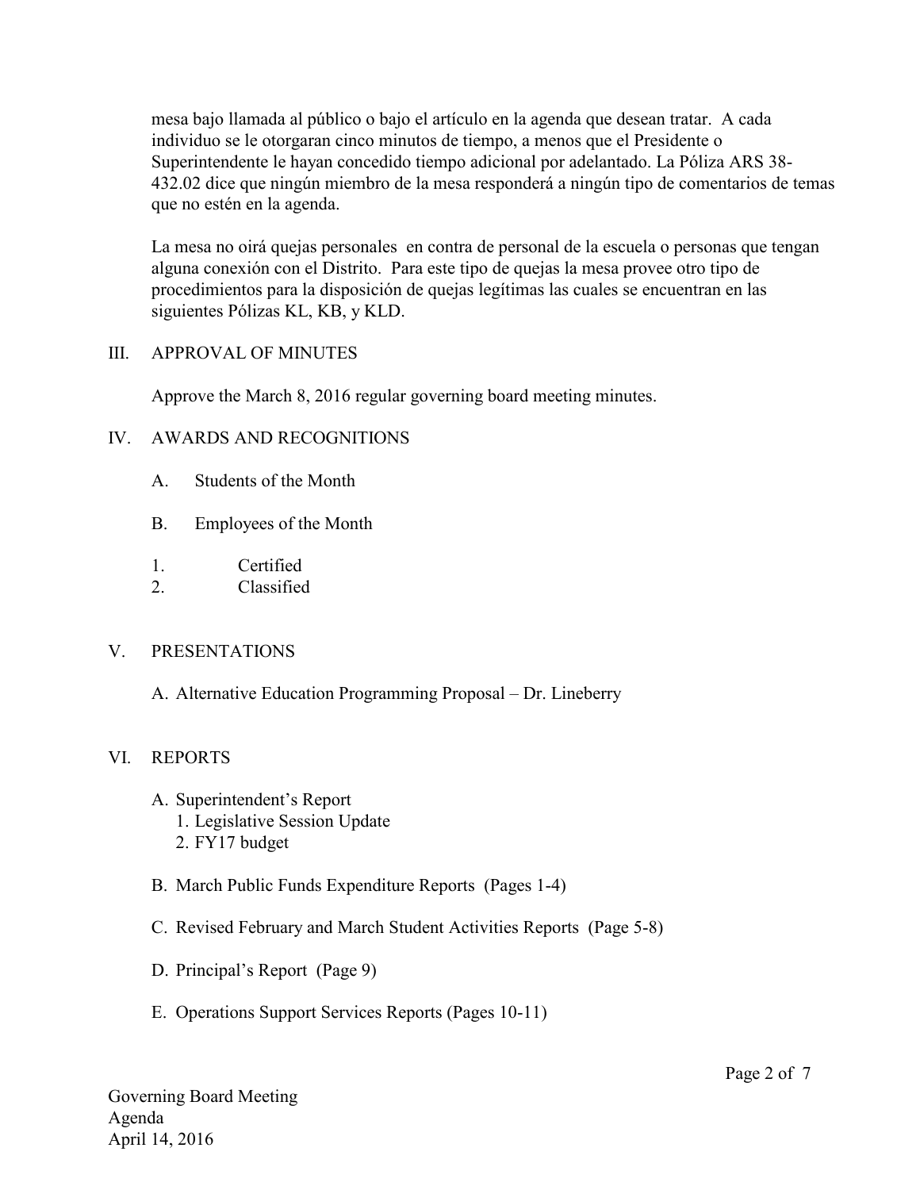mesa bajo llamada al público o bajo el artículo en la agenda que desean tratar. A cada individuo se le otorgaran cinco minutos de tiempo, a menos que el Presidente o Superintendente le hayan concedido tiempo adicional por adelantado. La Póliza ARS 38-432.02 dice que ningún miembro de la mesa responderá a ningún tipo de comentarios de temas que no estén en la agenda.

La mesa no oirá quejas personales en contra de personal de la escuela o personas que tengan alguna conexión con el Distrito. Para este tipo de quejas la mesa provee otro tipo de procedimientos para la disposición de quejas legítimas las cuales se encuentran en las siguientes Pólizas KL, KB, y KLD.

## III. APPROVAL OF MINUTES

Approve the March 8, 2016 regular governing board meeting minutes.

## IV. AWARDS AND RECOGNITIONS

A. Students of the Month

B. Employees of the Month

1. Certified
2. Classified

## V. PRESENTATIONS

A. Alternative Education Programming Proposal – Dr. Lineberry

## VI. REPORTS

A. Superintendent's Report
   1. Legislative Session Update
   2. FY17 budget

B. March Public Funds Expenditure Reports (Pages 1-4)

C. Revised February and March Student Activities Reports (Page 5-8)

D. Principal's Report (Page 9)

E. Operations Support Services Reports (Pages 10-11)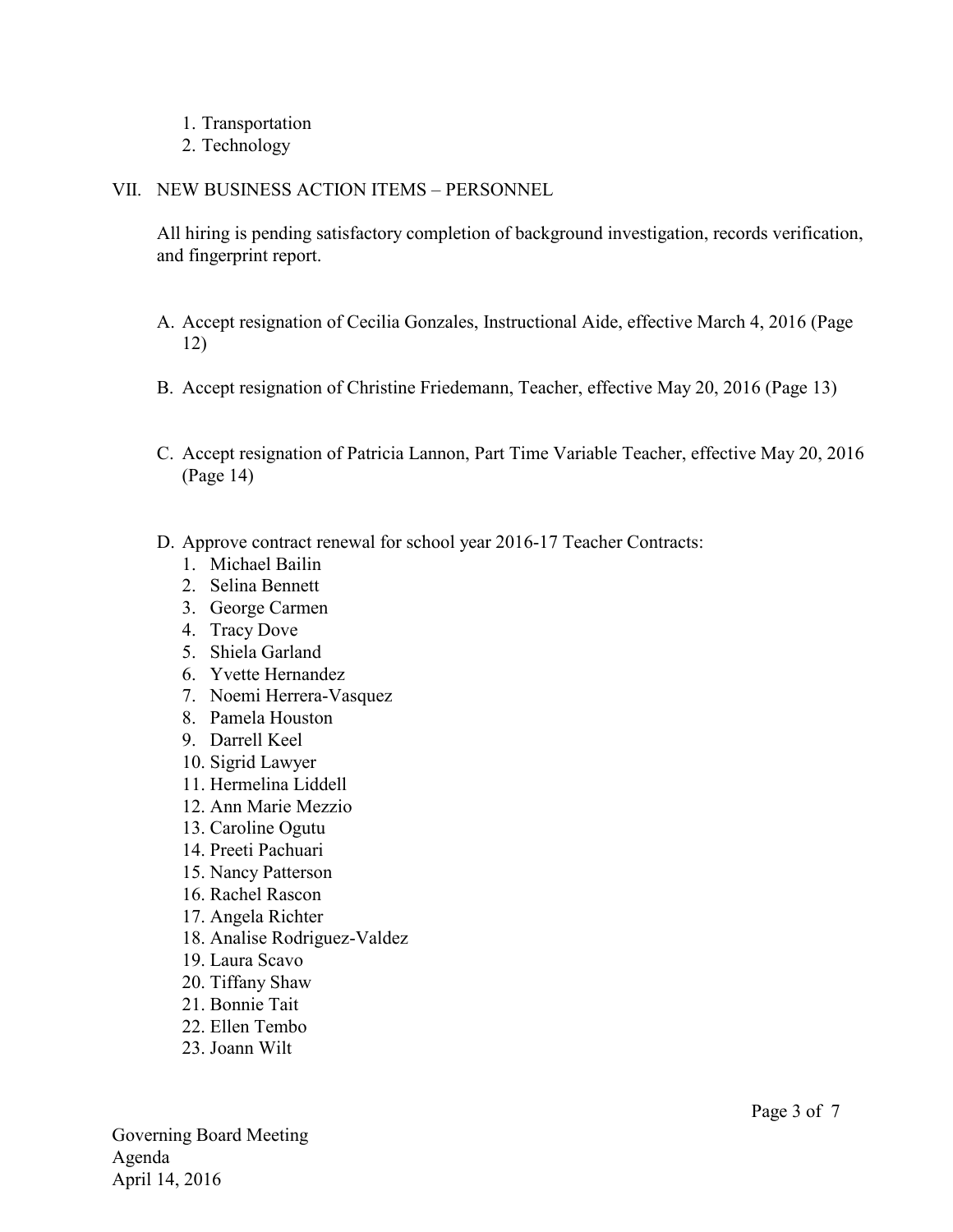1. Transportation
2. Technology

## VII. NEW BUSINESS ACTION ITEMS – PERSONNEL

All hiring is pending satisfactory completion of background investigation, records verification, and fingerprint report.

A. Accept resignation of Cecilia Gonzales, Instructional Aide, effective March 4, 2016 (Page 12)

B. Accept resignation of Christine Friedemann, Teacher, effective May 20, 2016 (Page 13)

C. Accept resignation of Patricia Lannon, Part Time Variable Teacher, effective May 20, 2016 (Page 14)

D. Approve contract renewal for school year 2016-17 Teacher Contracts:
   1. Michael Bailin
   2. Selina Bennett
   3. George Carmen
   4. Tracy Dove
   5. Shiela Garland
   6. Yvette Hernandez
   7. Noemi Herrera-Vasquez
   8. Pamela Houston
   9. Darrell Keel
   10. Sigrid Lawyer
   11. Hermelina Liddell
   12. Ann Marie Mezzio
   13. Caroline Ogutu
   14. Preeti Pachuari
   15. Nancy Patterson
   16. Rachel Rascon
   17. Angela Richter
   18. Analise Rodriguez-Valdez
   19. Laura Scavo
   20. Tiffany Shaw
   21. Bonnie Tait
   22. Ellen Tembo
   23. Joann Wilt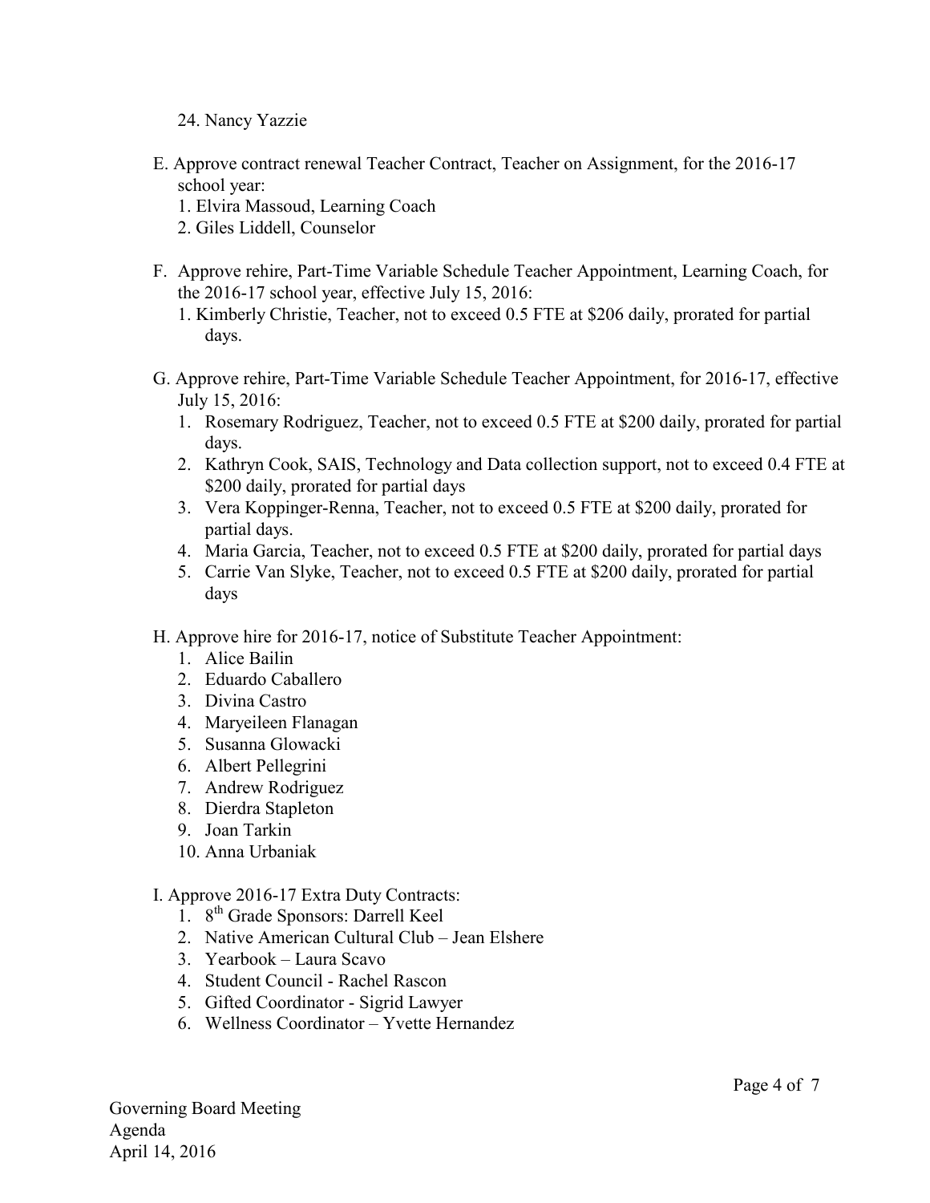24. Nancy Yazzie

E. Approve contract renewal Teacher Contract, Teacher on Assignment, for the 2016-17 school year:
   1. Elvira Massoud, Learning Coach
   2. Giles Liddell, Counselor

F. Approve rehire, Part-Time Variable Schedule Teacher Appointment, Learning Coach, for the 2016-17 school year, effective July 15, 2016:
   1. Kimberly Christie, Teacher, not to exceed 0.5 FTE at $206 daily, prorated for partial days.

G. Approve rehire, Part-Time Variable Schedule Teacher Appointment, for 2016-17, effective July 15, 2016:
   1. Rosemary Rodriguez, Teacher, not to exceed 0.5 FTE at $200 daily, prorated for partial days.
   2. Kathryn Cook, SAIS, Technology and Data collection support, not to exceed 0.4 FTE at $200 daily, prorated for partial days
   3. Vera Koppinger-Renna, Teacher, not to exceed 0.5 FTE at $200 daily, prorated for partial days.
   4. Maria Garcia, Teacher, not to exceed 0.5 FTE at $200 daily, prorated for partial days
   5. Carrie Van Slyke, Teacher, not to exceed 0.5 FTE at $200 daily, prorated for partial days

H. Approve hire for 2016-17, notice of Substitute Teacher Appointment:
   1. Alice Bailin
   2. Eduardo Caballero
   3. Divina Castro
   4. Maryeileen Flanagan
   5. Susanna Glowacki
   6. Albert Pellegrini
   7. Andrew Rodriguez
   8. Dierdra Stapleton
   9. Joan Tarkin
   10. Anna Urbaniak

I. Approve 2016-17 Extra Duty Contracts:
   1. 8th Grade Sponsors: Darrell Keel
   2. Native American Cultural Club – Jean Elshere
   3. Yearbook – Laura Scavo
   4. Student Council - Rachel Rascon
   5. Gifted Coordinator - Sigrid Lawyer
   6. Wellness Coordinator – Yvette Hernandez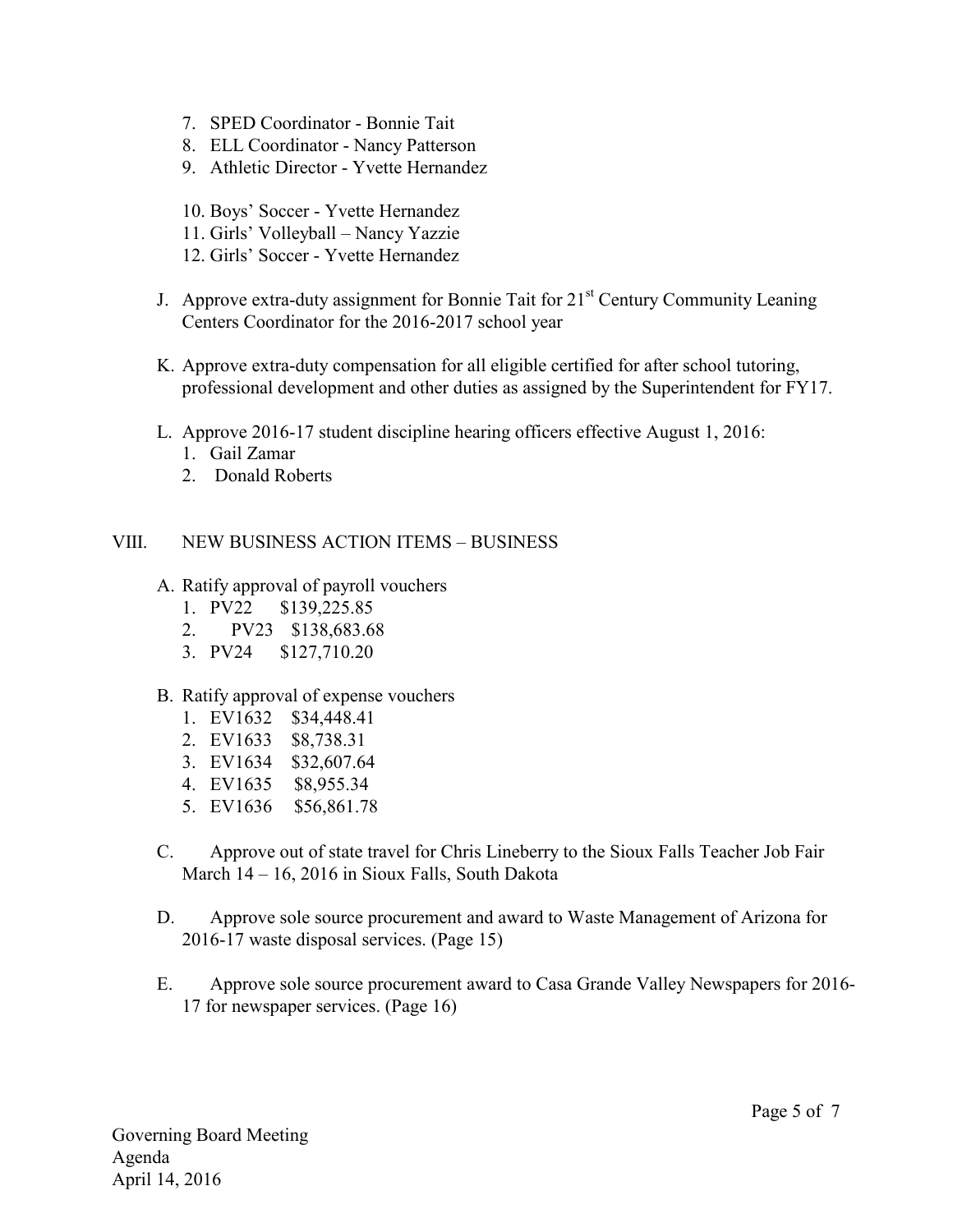7. SPED Coordinator - Bonnie Tait
8. ELL Coordinator - Nancy Patterson
9. Athletic Director - Yvette Hernandez

10. Boys' Soccer - Yvette Hernandez
11. Girls' Volleyball – Nancy Yazzie
12. Girls' Soccer - Yvette Hernandez

J. Approve extra-duty assignment for Bonnie Tait for 21st Century Community Leaning Centers Coordinator for the 2016-2017 school year

K. Approve extra-duty compensation for all eligible certified for after school tutoring, professional development and other duties as assigned by the Superintendent for FY17.

L. Approve 2016-17 student discipline hearing officers effective August 1, 2016:
   1. Gail Zamar
   2. Donald Roberts

## VIII. NEW BUSINESS ACTION ITEMS – BUSINESS

A. Ratify approval of payroll vouchers
   1. PV22 $139,225.85
   2. PV23 $138,683.68
   3. PV24 $127,710.20

B. Ratify approval of expense vouchers
   1. EV1632 $34,448.41
   2. EV1633 $8,738.31
   3. EV1634 $32,607.64
   4. EV1635 $8,955.34
   5. EV1636 $56,861.78

C. Approve out of state travel for Chris Lineberry to the Sioux Falls Teacher Job Fair March 14 – 16, 2016 in Sioux Falls, South Dakota

D. Approve sole source procurement and award to Waste Management of Arizona for 2016-17 waste disposal services. (Page 15)

E. Approve sole source procurement award to Casa Grande Valley Newspapers for 2016-17 for newspaper services. (Page 16)

Governing Board Meeting
Agenda
April 14, 2016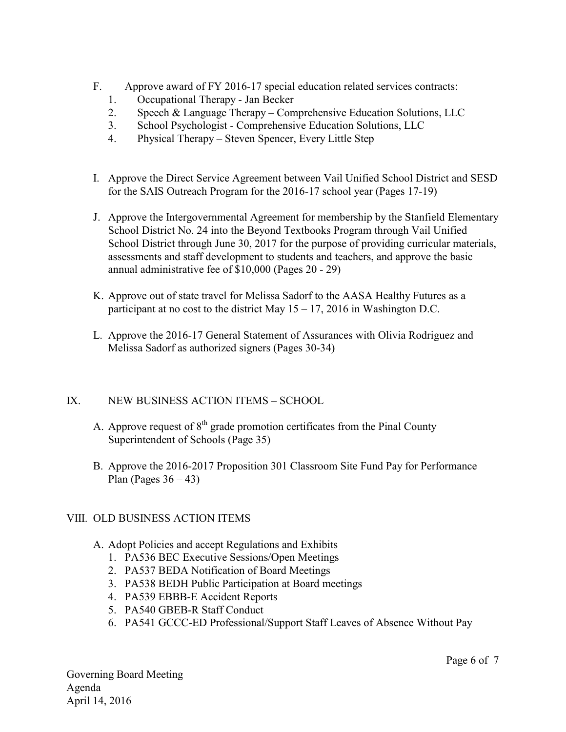F. Approve award of FY 2016-17 special education related services contracts:
   1. Occupational Therapy - Jan Becker
   2. Speech & Language Therapy – Comprehensive Education Solutions, LLC
   3. School Psychologist - Comprehensive Education Solutions, LLC
   4. Physical Therapy – Steven Spencer, Every Little Step

I. Approve the Direct Service Agreement between Vail Unified School District and SESD for the SAIS Outreach Program for the 2016-17 school year (Pages 17-19)

J. Approve the Intergovernmental Agreement for membership by the Stanfield Elementary School District No. 24 into the Beyond Textbooks Program through Vail Unified School District through June 30, 2017 for the purpose of providing curricular materials, assessments and staff development to students and teachers, and approve the basic annual administrative fee of $10,000 (Pages 20 - 29)

K. Approve out of state travel for Melissa Sadorf to the AASA Healthy Futures as a participant at no cost to the district May 15 – 17, 2016 in Washington D.C.

L. Approve the 2016-17 General Statement of Assurances with Olivia Rodriguez and Melissa Sadorf as authorized signers (Pages 30-34)

## IX. NEW BUSINESS ACTION ITEMS – SCHOOL

A. Approve request of 8th grade promotion certificates from the Pinal County Superintendent of Schools (Page 35)

B. Approve the 2016-2017 Proposition 301 Classroom Site Fund Pay for Performance Plan (Pages 36 – 43)

## VIII. OLD BUSINESS ACTION ITEMS

A. Adopt Policies and accept Regulations and Exhibits
   1. PA536 BEC Executive Sessions/Open Meetings
   2. PA537 BEDA Notification of Board Meetings
   3. PA538 BEDH Public Participation at Board meetings
   4. PA539 EBBB-E Accident Reports
   5. PA540 GBEB-R Staff Conduct
   6. PA541 GCCC-ED Professional/Support Staff Leaves of Absence Without Pay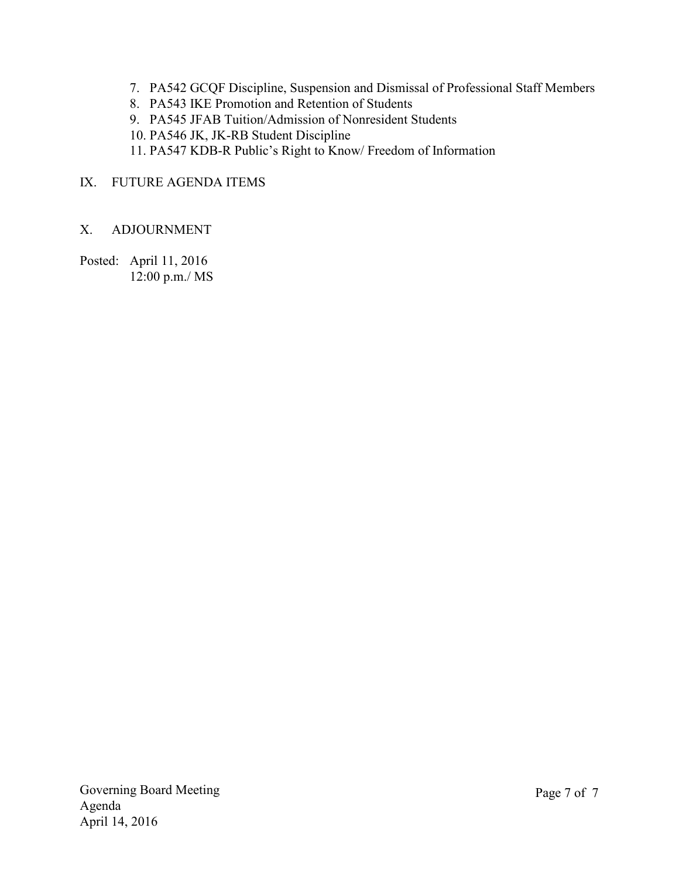7. PA542 GCQF Discipline, Suspension and Dismissal of Professional Staff Members
8. PA543 IKE Promotion and Retention of Students
9. PA545 JFAB Tuition/Admission of Nonresident Students
10. PA546 JK, JK-RB Student Discipline
11. PA547 KDB-R Public's Right to Know/ Freedom of Information

## IX. FUTURE AGENDA ITEMS

## X. ADJOURNMENT

Posted: April 11, 2016
12:00 p.m./ MS